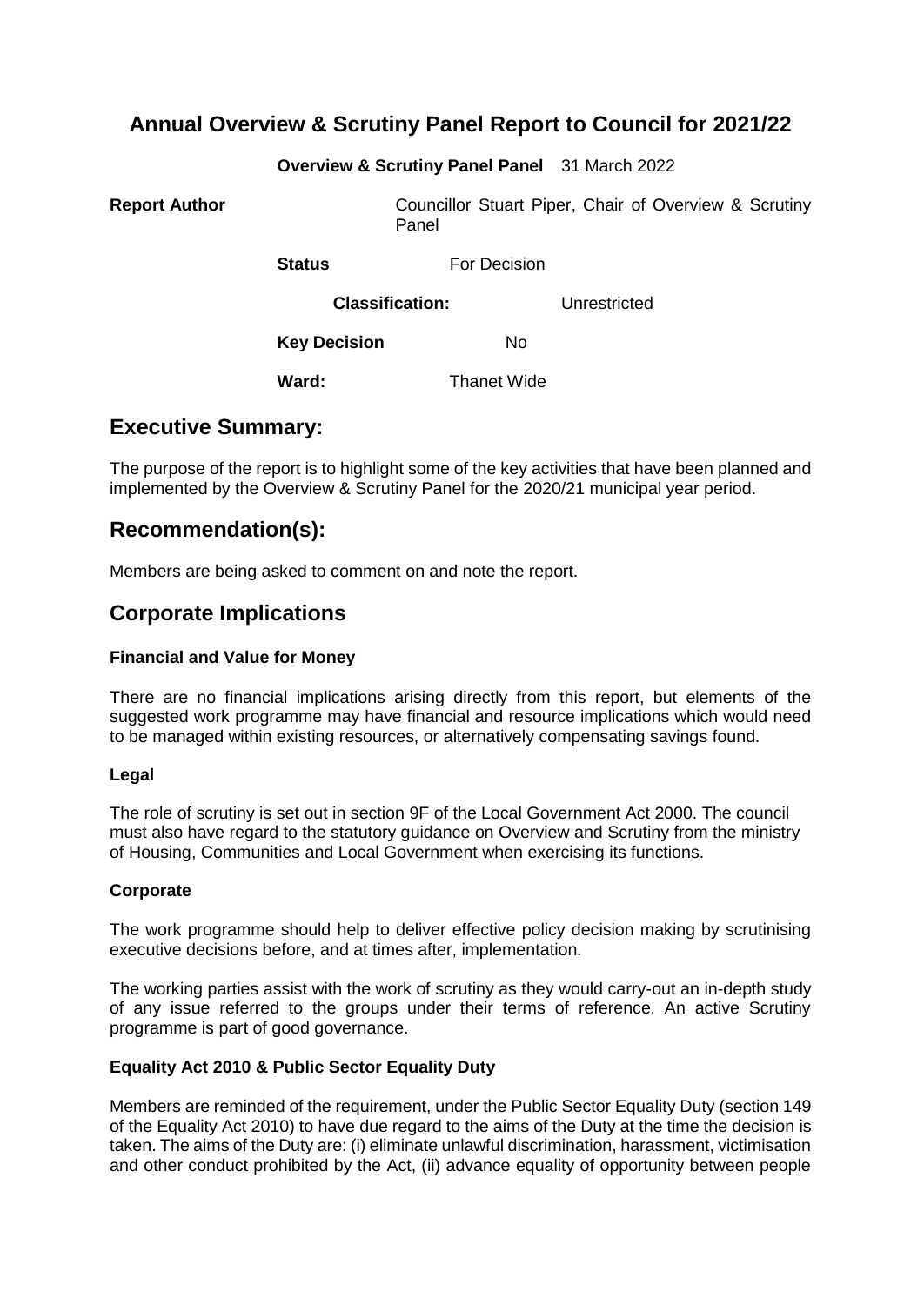# Annual Overview & Scrutiny Panel Report to Council for 2021/22

**Overview & Scrutiny Panel Panel** 31 March 2022

| | |
|---|---|
| **Report Author** | Councillor Stuart Piper, Chair of Overview & Scrutiny Panel |
| **Status** | For Decision |
| **Classification:** | Unrestricted |
| **Key Decision** | No |
| **Ward:** | Thanet Wide |

## Executive Summary:

The purpose of the report is to highlight some of the key activities that have been planned and implemented by the Overview & Scrutiny Panel for the 2020/21 municipal year period.

## Recommendation(s):

Members are being asked to comment on and note the report.

## Corporate Implications

### Financial and Value for Money

There are no financial implications arising directly from this report, but elements of the suggested work programme may have financial and resource implications which would need to be managed within existing resources, or alternatively compensating savings found.

### Legal

The role of scrutiny is set out in section 9F of the Local Government Act 2000. The council must also have regard to the statutory guidance on Overview and Scrutiny from the ministry of Housing, Communities and Local Government when exercising its functions.

### Corporate

The work programme should help to deliver effective policy decision making by scrutinising executive decisions before, and at times after, implementation.

The working parties assist with the work of scrutiny as they would carry-out an in-depth study of any issue referred to the groups under their terms of reference. An active Scrutiny programme is part of good governance.

### Equality Act 2010 & Public Sector Equality Duty

Members are reminded of the requirement, under the Public Sector Equality Duty (section 149 of the Equality Act 2010) to have due regard to the aims of the Duty at the time the decision is taken. The aims of the Duty are: (i) eliminate unlawful discrimination, harassment, victimisation and other conduct prohibited by the Act, (ii) advance equality of opportunity between people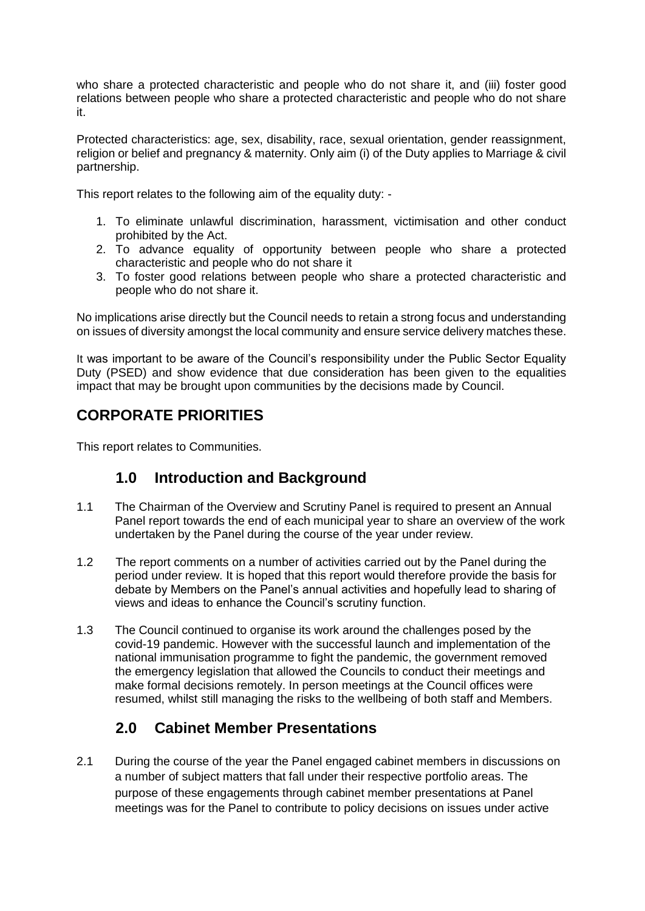who share a protected characteristic and people who do not share it, and (iii) foster good relations between people who share a protected characteristic and people who do not share it.

Protected characteristics: age, sex, disability, race, sexual orientation, gender reassignment, religion or belief and pregnancy & maternity. Only aim (i) of the Duty applies to Marriage & civil partnership.

This report relates to the following aim of the equality duty: -

1. To eliminate unlawful discrimination, harassment, victimisation and other conduct prohibited by the Act.
2. To advance equality of opportunity between people who share a protected characteristic and people who do not share it
3. To foster good relations between people who share a protected characteristic and people who do not share it.

No implications arise directly but the Council needs to retain a strong focus and understanding on issues of diversity amongst the local community and ensure service delivery matches these.

It was important to be aware of the Council's responsibility under the Public Sector Equality Duty (PSED) and show evidence that due consideration has been given to the equalities impact that may be brought upon communities by the decisions made by Council.

## CORPORATE PRIORITIES

This report relates to Communities.

## 1.0 Introduction and Background

1.1 The Chairman of the Overview and Scrutiny Panel is required to present an Annual Panel report towards the end of each municipal year to share an overview of the work undertaken by the Panel during the course of the year under review.

1.2 The report comments on a number of activities carried out by the Panel during the period under review. It is hoped that this report would therefore provide the basis for debate by Members on the Panel's annual activities and hopefully lead to sharing of views and ideas to enhance the Council's scrutiny function.

1.3 The Council continued to organise its work around the challenges posed by the covid-19 pandemic. However with the successful launch and implementation of the national immunisation programme to fight the pandemic, the government removed the emergency legislation that allowed the Councils to conduct their meetings and make formal decisions remotely. In person meetings at the Council offices were resumed, whilst still managing the risks to the wellbeing of both staff and Members.

## 2.0 Cabinet Member Presentations

2.1 During the course of the year the Panel engaged cabinet members in discussions on a number of subject matters that fall under their respective portfolio areas. The purpose of these engagements through cabinet member presentations at Panel meetings was for the Panel to contribute to policy decisions on issues under active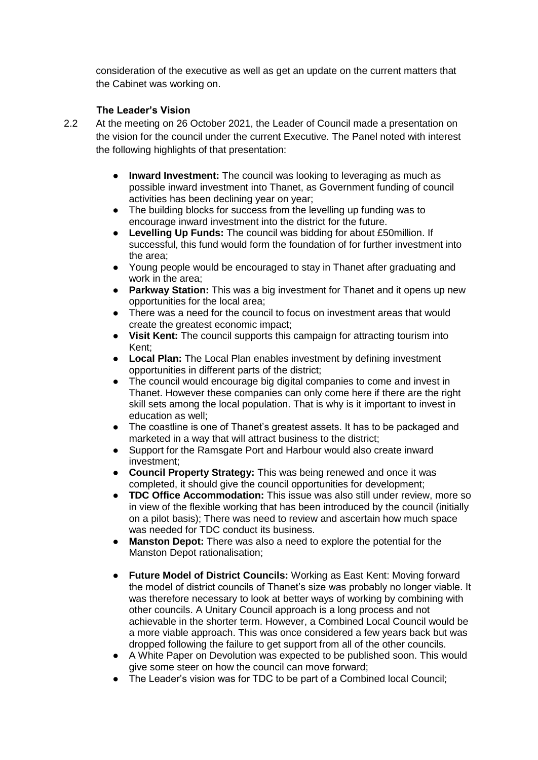consideration of the executive as well as get an update on the current matters that the Cabinet was working on.

**The Leader's Vision**

2.2 At the meeting on 26 October 2021, the Leader of Council made a presentation on the vision for the council under the current Executive. The Panel noted with interest the following highlights of that presentation:

- **Inward Investment:** The council was looking to leveraging as much as possible inward investment into Thanet, as Government funding of council activities has been declining year on year;
- The building blocks for success from the levelling up funding was to encourage inward investment into the district for the future.
- **Levelling Up Funds:** The council was bidding for about £50million. If successful, this fund would form the foundation of for further investment into the area;
- Young people would be encouraged to stay in Thanet after graduating and work in the area;
- **Parkway Station:** This was a big investment for Thanet and it opens up new opportunities for the local area;
- There was a need for the council to focus on investment areas that would create the greatest economic impact;
- **Visit Kent:** The council supports this campaign for attracting tourism into Kent;
- **Local Plan:** The Local Plan enables investment by defining investment opportunities in different parts of the district;
- The council would encourage big digital companies to come and invest in Thanet. However these companies can only come here if there are the right skill sets among the local population. That is why is it important to invest in education as well;
- The coastline is one of Thanet's greatest assets. It has to be packaged and marketed in a way that will attract business to the district;
- Support for the Ramsgate Port and Harbour would also create inward investment;
- **Council Property Strategy:** This was being renewed and once it was completed, it should give the council opportunities for development;
- **TDC Office Accommodation:** This issue was also still under review, more so in view of the flexible working that has been introduced by the council (initially on a pilot basis); There was need to review and ascertain how much space was needed for TDC conduct its business.
- **Manston Depot:** There was also a need to explore the potential for the Manston Depot rationalisation;
- **Future Model of District Councils:** Working as East Kent: Moving forward the model of district councils of Thanet's size was probably no longer viable. It was therefore necessary to look at better ways of working by combining with other councils. A Unitary Council approach is a long process and not achievable in the shorter term. However, a Combined Local Council would be a more viable approach. This was once considered a few years back but was dropped following the failure to get support from all of the other councils.
- A White Paper on Devolution was expected to be published soon. This would give some steer on how the council can move forward;
- The Leader's vision was for TDC to be part of a Combined local Council;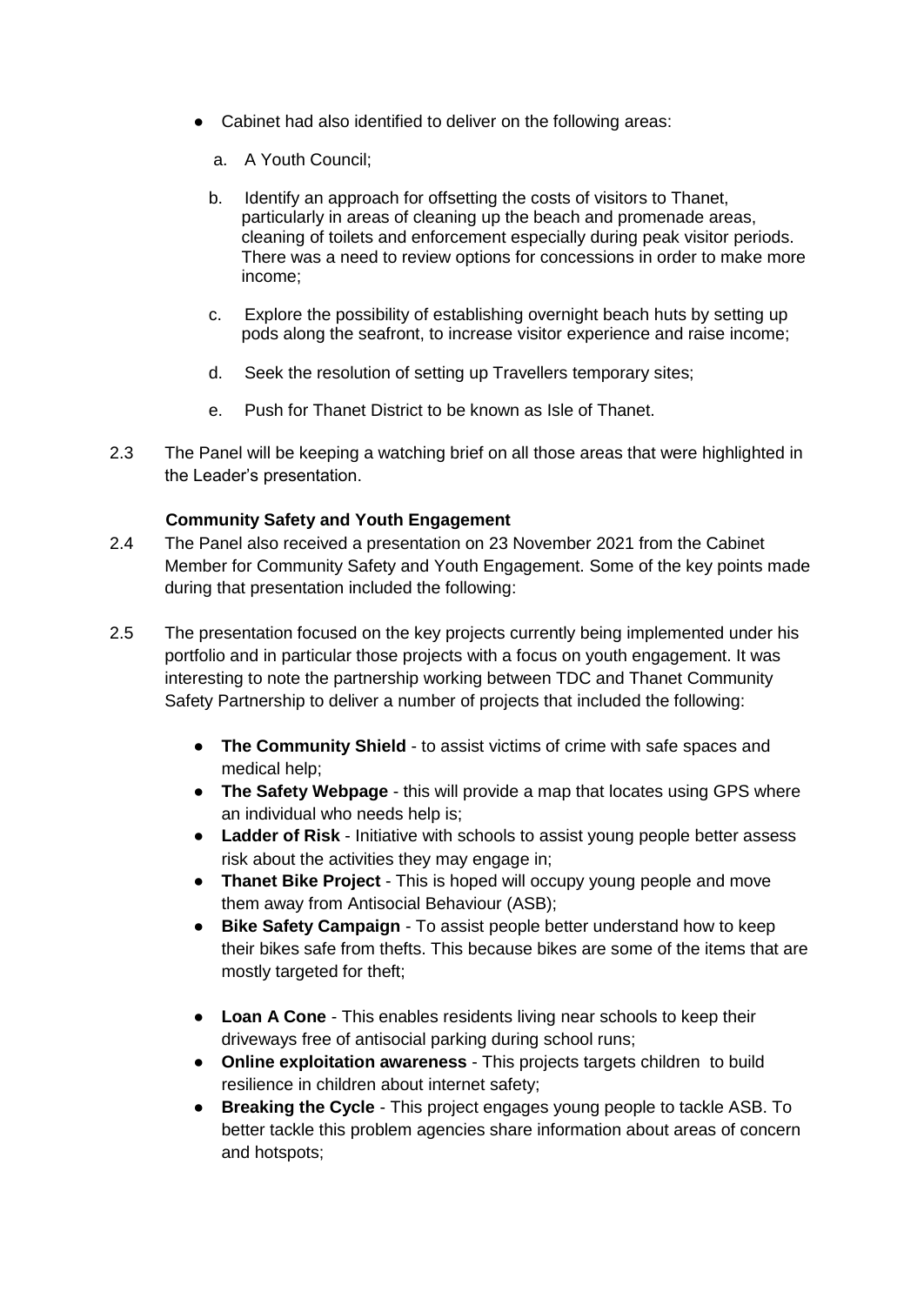- Cabinet had also identified to deliver on the following areas:

   a. A Youth Council;

   b. Identify an approach for offsetting the costs of visitors to Thanet, particularly in areas of cleaning up the beach and promenade areas, cleaning of toilets and enforcement especially during peak visitor periods. There was a need to review options for concessions in order to make more income;

   c. Explore the possibility of establishing overnight beach huts by setting up pods along the seafront, to increase visitor experience and raise income;

   d. Seek the resolution of setting up Travellers temporary sites;

   e. Push for Thanet District to be known as Isle of Thanet.

2.3 The Panel will be keeping a watching brief on all those areas that were highlighted in the Leader's presentation.

**Community Safety and Youth Engagement**

2.4 The Panel also received a presentation on 23 November 2021 from the Cabinet Member for Community Safety and Youth Engagement. Some of the key points made during that presentation included the following:

2.5 The presentation focused on the key projects currently being implemented under his portfolio and in particular those projects with a focus on youth engagement. It was interesting to note the partnership working between TDC and Thanet Community Safety Partnership to deliver a number of projects that included the following:

- **The Community Shield** - to assist victims of crime with safe spaces and medical help;
- **The Safety Webpage** - this will provide a map that locates using GPS where an individual who needs help is;
- **Ladder of Risk** - Initiative with schools to assist young people better assess risk about the activities they may engage in;
- **Thanet Bike Project** - This is hoped will occupy young people and move them away from Antisocial Behaviour (ASB);
- **Bike Safety Campaign** - To assist people better understand how to keep their bikes safe from thefts. This because bikes are some of the items that are mostly targeted for theft;
- **Loan A Cone** - This enables residents living near schools to keep their driveways free of antisocial parking during school runs;
- **Online exploitation awareness** - This projects targets children to build resilience in children about internet safety;
- **Breaking the Cycle** - This project engages young people to tackle ASB. To better tackle this problem agencies share information about areas of concern and hotspots;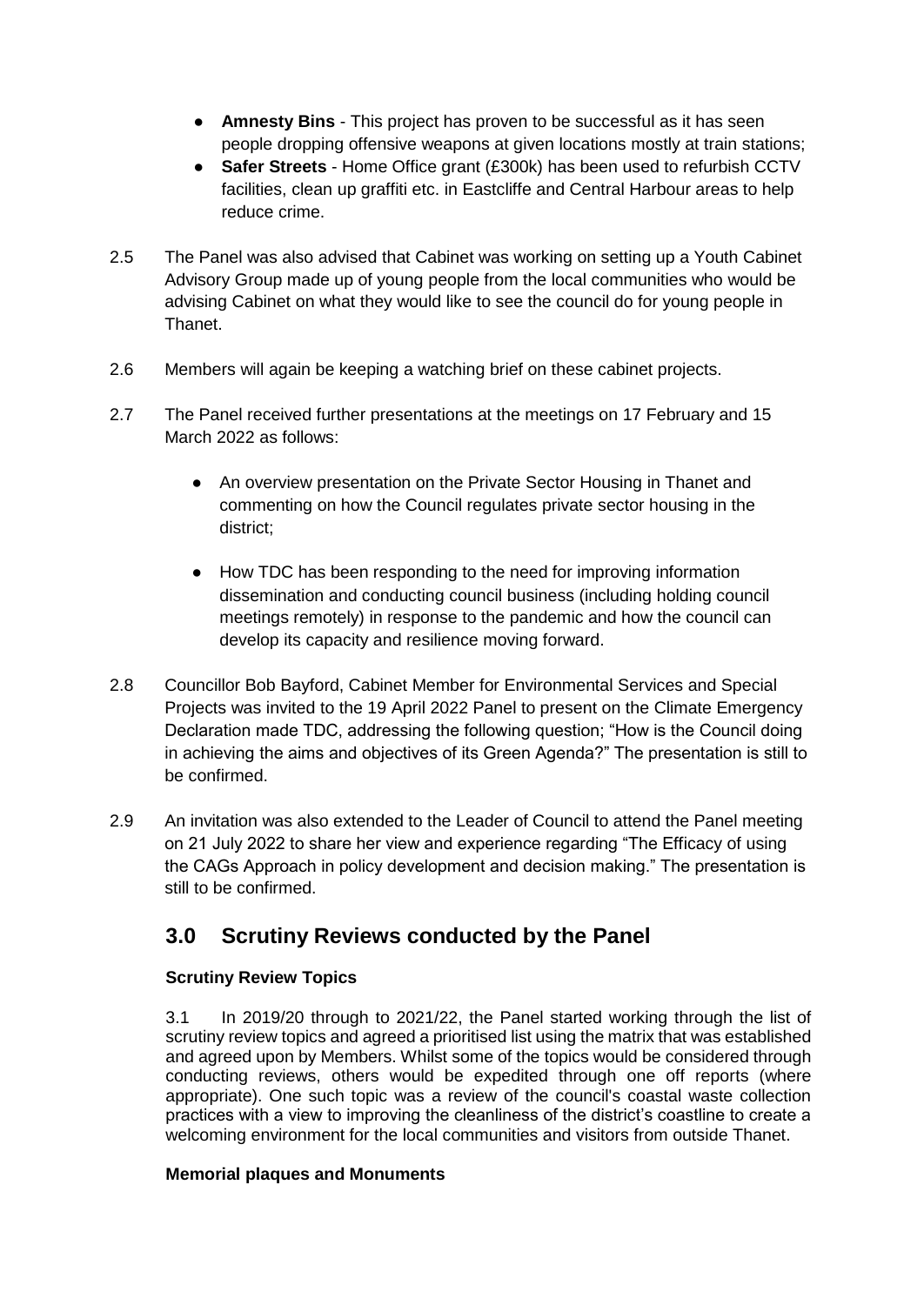- **Amnesty Bins** - This project has proven to be successful as it has seen people dropping offensive weapons at given locations mostly at train stations;
- **Safer Streets** - Home Office grant (£300k) has been used to refurbish CCTV facilities, clean up graffiti etc. in Eastcliffe and Central Harbour areas to help reduce crime.

2.5 The Panel was also advised that Cabinet was working on setting up a Youth Cabinet Advisory Group made up of young people from the local communities who would be advising Cabinet on what they would like to see the council do for young people in Thanet.

2.6 Members will again be keeping a watching brief on these cabinet projects.

2.7 The Panel received further presentations at the meetings on 17 February and 15 March 2022 as follows:

- An overview presentation on the Private Sector Housing in Thanet and commenting on how the Council regulates private sector housing in the district;
- How TDC has been responding to the need for improving information dissemination and conducting council business (including holding council meetings remotely) in response to the pandemic and how the council can develop its capacity and resilience moving forward.

2.8 Councillor Bob Bayford, Cabinet Member for Environmental Services and Special Projects was invited to the 19 April 2022 Panel to present on the Climate Emergency Declaration made TDC, addressing the following question; "How is the Council doing in achieving the aims and objectives of its Green Agenda?" The presentation is still to be confirmed.

2.9 An invitation was also extended to the Leader of Council to attend the Panel meeting on 21 July 2022 to share her view and experience regarding "The Efficacy of using the CAGs Approach in policy development and decision making." The presentation is still to be confirmed.

## 3.0 Scrutiny Reviews conducted by the Panel

**Scrutiny Review Topics**

3.1 In 2019/20 through to 2021/22, the Panel started working through the list of scrutiny review topics and agreed a prioritised list using the matrix that was established and agreed upon by Members. Whilst some of the topics would be considered through conducting reviews, others would be expedited through one off reports (where appropriate). One such topic was a review of the council's coastal waste collection practices with a view to improving the cleanliness of the district's coastline to create a welcoming environment for the local communities and visitors from outside Thanet.

**Memorial plaques and Monuments**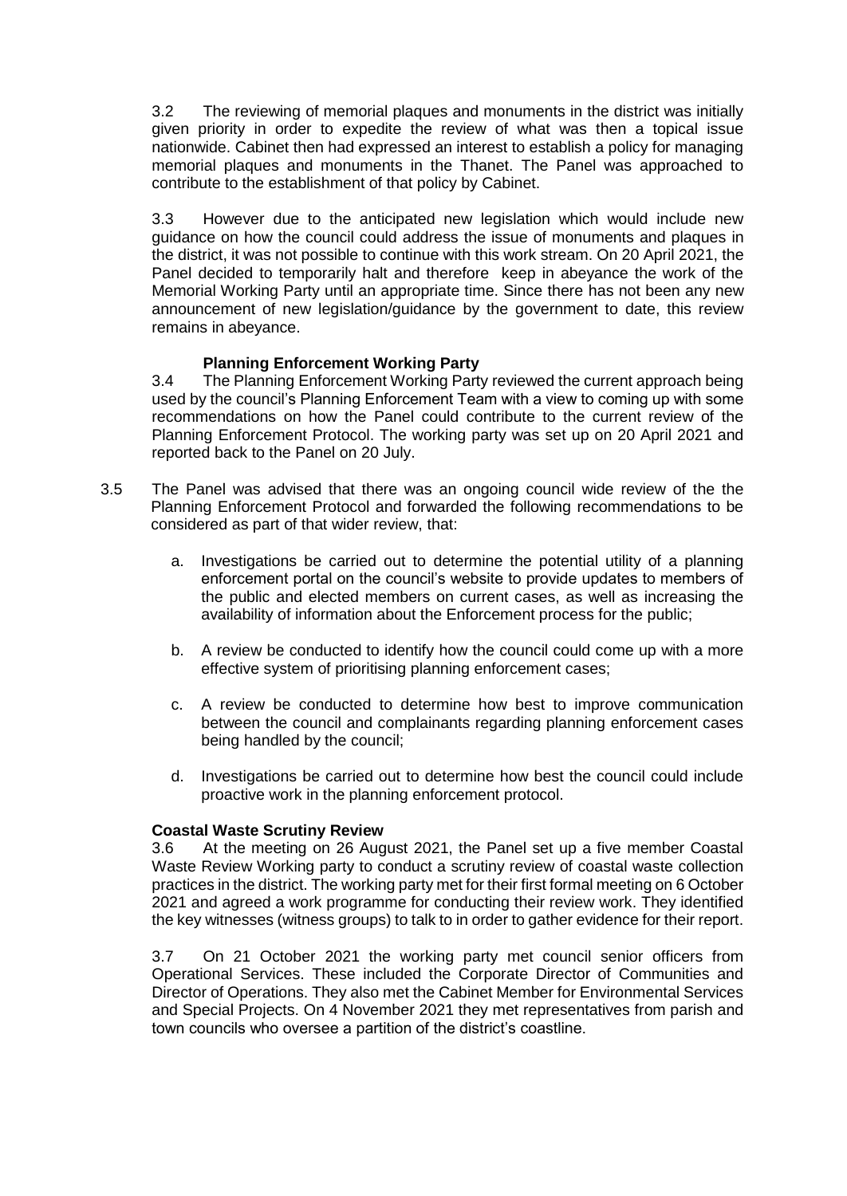3.2 The reviewing of memorial plaques and monuments in the district was initially given priority in order to expedite the review of what was then a topical issue nationwide. Cabinet then had expressed an interest to establish a policy for managing memorial plaques and monuments in the Thanet. The Panel was approached to contribute to the establishment of that policy by Cabinet.

3.3 However due to the anticipated new legislation which would include new guidance on how the council could address the issue of monuments and plaques in the district, it was not possible to continue with this work stream. On 20 April 2021, the Panel decided to temporarily halt and therefore keep in abeyance the work of the Memorial Working Party until an appropriate time. Since there has not been any new announcement of new legislation/guidance by the government to date, this review remains in abeyance.

**Planning Enforcement Working Party**

3.4 The Planning Enforcement Working Party reviewed the current approach being used by the council's Planning Enforcement Team with a view to coming up with some recommendations on how the Panel could contribute to the current review of the Planning Enforcement Protocol. The working party was set up on 20 April 2021 and reported back to the Panel on 20 July.

3.5 The Panel was advised that there was an ongoing council wide review of the the Planning Enforcement Protocol and forwarded the following recommendations to be considered as part of that wider review, that:

a. Investigations be carried out to determine the potential utility of a planning enforcement portal on the council's website to provide updates to members of the public and elected members on current cases, as well as increasing the availability of information about the Enforcement process for the public;

b. A review be conducted to identify how the council could come up with a more effective system of prioritising planning enforcement cases;

c. A review be conducted to determine how best to improve communication between the council and complainants regarding planning enforcement cases being handled by the council;

d. Investigations be carried out to determine how best the council could include proactive work in the planning enforcement protocol.

**Coastal Waste Scrutiny Review**

3.6 At the meeting on 26 August 2021, the Panel set up a five member Coastal Waste Review Working party to conduct a scrutiny review of coastal waste collection practices in the district. The working party met for their first formal meeting on 6 October 2021 and agreed a work programme for conducting their review work. They identified the key witnesses (witness groups) to talk to in order to gather evidence for their report.

3.7 On 21 October 2021 the working party met council senior officers from Operational Services. These included the Corporate Director of Communities and Director of Operations. They also met the Cabinet Member for Environmental Services and Special Projects. On 4 November 2021 they met representatives from parish and town councils who oversee a partition of the district's coastline.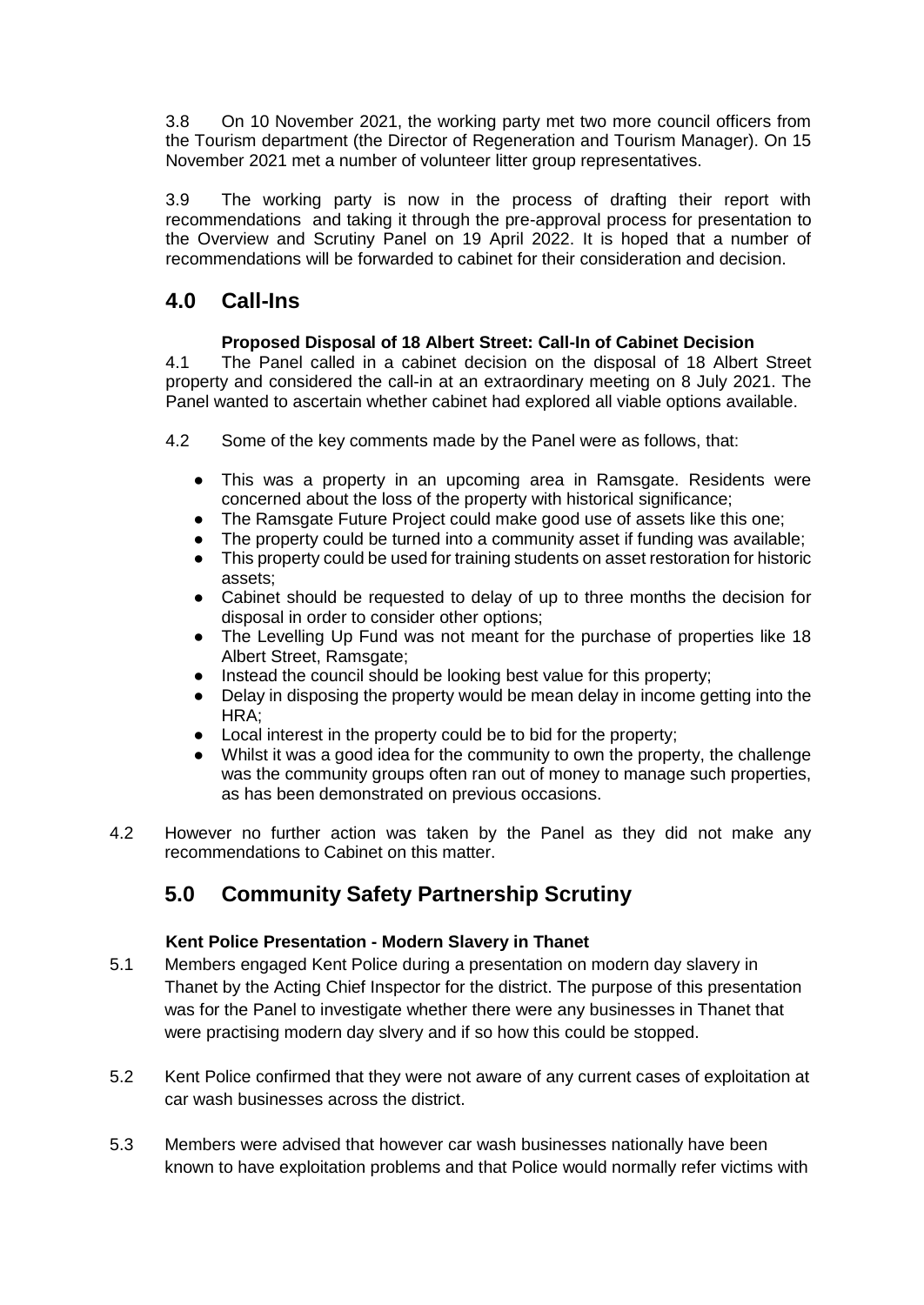3.8 On 10 November 2021, the working party met two more council officers from the Tourism department (the Director of Regeneration and Tourism Manager). On 15 November 2021 met a number of volunteer litter group representatives.

3.9 The working party is now in the process of drafting their report with recommendations and taking it through the pre-approval process for presentation to the Overview and Scrutiny Panel on 19 April 2022. It is hoped that a number of recommendations will be forwarded to cabinet for their consideration and decision.

## 4.0 Call-Ins

**Proposed Disposal of 18 Albert Street: Call-In of Cabinet Decision**

4.1 The Panel called in a cabinet decision on the disposal of 18 Albert Street property and considered the call-in at an extraordinary meeting on 8 July 2021. The Panel wanted to ascertain whether cabinet had explored all viable options available.

4.2 Some of the key comments made by the Panel were as follows, that:

- This was a property in an upcoming area in Ramsgate. Residents were concerned about the loss of the property with historical significance;
- The Ramsgate Future Project could make good use of assets like this one;
- The property could be turned into a community asset if funding was available;
- This property could be used for training students on asset restoration for historic assets;
- Cabinet should be requested to delay of up to three months the decision for disposal in order to consider other options;
- The Levelling Up Fund was not meant for the purchase of properties like 18 Albert Street, Ramsgate;
- Instead the council should be looking best value for this property;
- Delay in disposing the property would be mean delay in income getting into the HRA;
- Local interest in the property could be to bid for the property;
- Whilst it was a good idea for the community to own the property, the challenge was the community groups often ran out of money to manage such properties, as has been demonstrated on previous occasions.

4.2 However no further action was taken by the Panel as they did not make any recommendations to Cabinet on this matter.

## 5.0 Community Safety Partnership Scrutiny

**Kent Police Presentation - Modern Slavery in Thanet**

5.1 Members engaged Kent Police during a presentation on modern day slavery in Thanet by the Acting Chief Inspector for the district. The purpose of this presentation was for the Panel to investigate whether there were any businesses in Thanet that were practising modern day slvery and if so how this could be stopped.

5.2 Kent Police confirmed that they were not aware of any current cases of exploitation at car wash businesses across the district.

5.3 Members were advised that however car wash businesses nationally have been known to have exploitation problems and that Police would normally refer victims with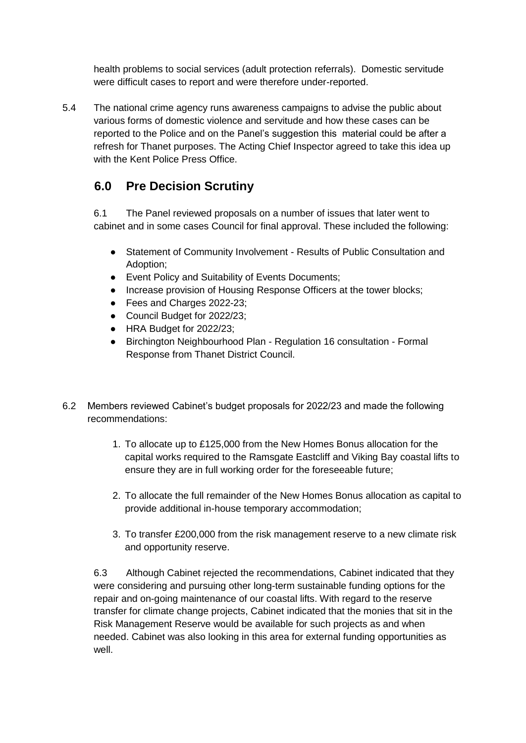health problems to social services (adult protection referrals). Domestic servitude were difficult cases to report and were therefore under-reported.

5.4 The national crime agency runs awareness campaigns to advise the public about various forms of domestic violence and servitude and how these cases can be reported to the Police and on the Panel's suggestion this material could be after a refresh for Thanet purposes. The Acting Chief Inspector agreed to take this idea up with the Kent Police Press Office.

## 6.0 Pre Decision Scrutiny

6.1 The Panel reviewed proposals on a number of issues that later went to cabinet and in some cases Council for final approval. These included the following:

- Statement of Community Involvement - Results of Public Consultation and Adoption;
- Event Policy and Suitability of Events Documents;
- Increase provision of Housing Response Officers at the tower blocks;
- Fees and Charges 2022-23;
- Council Budget for 2022/23;
- HRA Budget for 2022/23;
- Birchington Neighbourhood Plan - Regulation 16 consultation - Formal Response from Thanet District Council.

6.2 Members reviewed Cabinet's budget proposals for 2022/23 and made the following recommendations:

1. To allocate up to £125,000 from the New Homes Bonus allocation for the capital works required to the Ramsgate Eastcliff and Viking Bay coastal lifts to ensure they are in full working order for the foreseeable future;
2. To allocate the full remainder of the New Homes Bonus allocation as capital to provide additional in-house temporary accommodation;
3. To transfer £200,000 from the risk management reserve to a new climate risk and opportunity reserve.

6.3 Although Cabinet rejected the recommendations, Cabinet indicated that they were considering and pursuing other long-term sustainable funding options for the repair and on-going maintenance of our coastal lifts. With regard to the reserve transfer for climate change projects, Cabinet indicated that the monies that sit in the Risk Management Reserve would be available for such projects as and when needed. Cabinet was also looking in this area for external funding opportunities as well.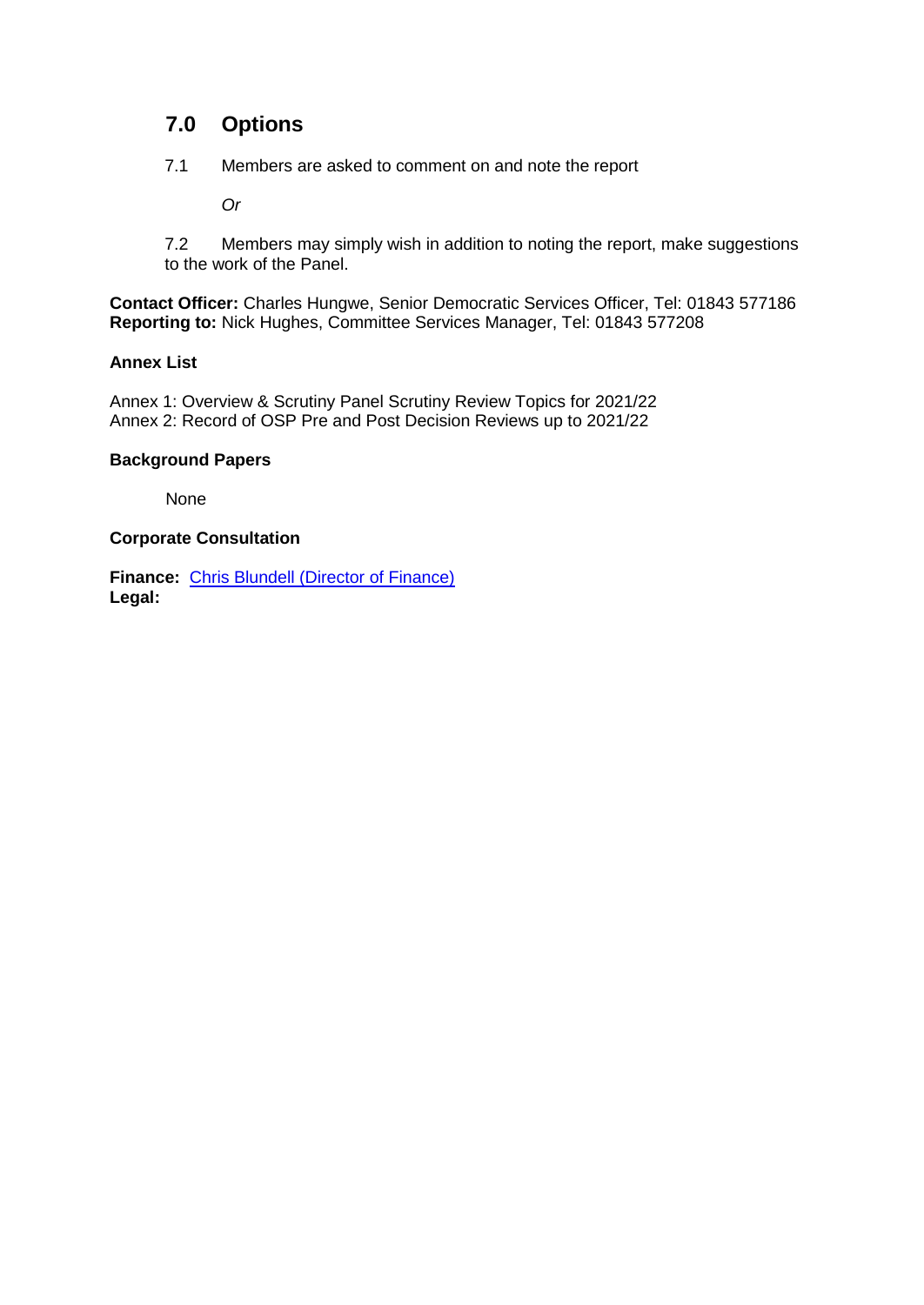## 7.0 Options

7.1 Members are asked to comment on and note the report

*Or*

7.2 Members may simply wish in addition to noting the report, make suggestions to the work of the Panel.

**Contact Officer:** Charles Hungwe, Senior Democratic Services Officer, Tel: 01843 577186
**Reporting to:** Nick Hughes, Committee Services Manager, Tel: 01843 577208

**Annex List**

Annex 1: Overview & Scrutiny Panel Scrutiny Review Topics for 2021/22
Annex 2: Record of OSP Pre and Post Decision Reviews up to 2021/22

**Background Papers**

None

**Corporate Consultation**

**Finance:** Chris Blundell (Director of Finance)
**Legal:**